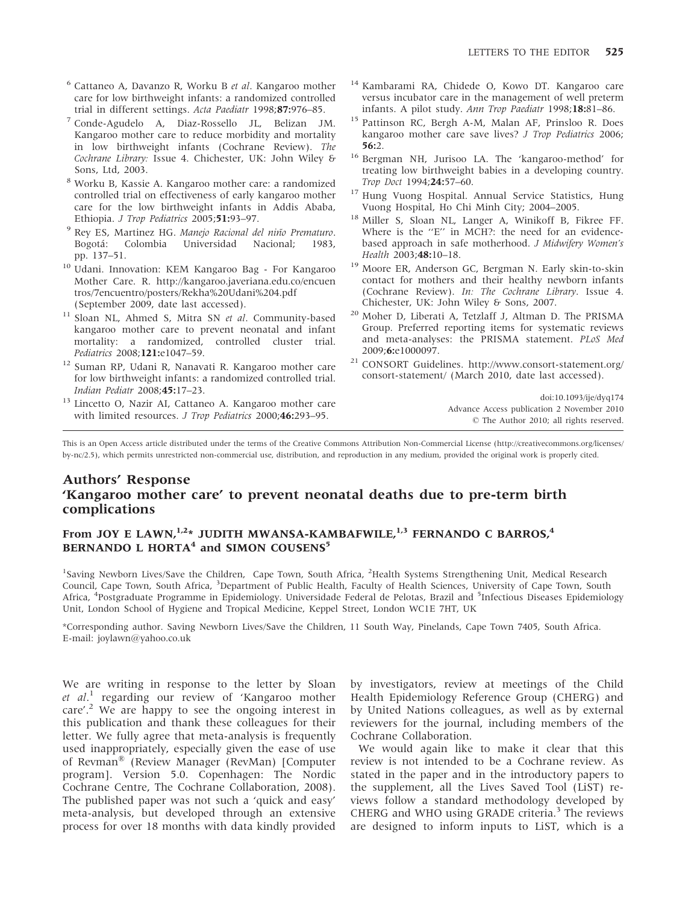6. Cattaneo A, Davanzo R, Worku B *et al*. Kangaroo mother care for low birthweight infants: a randomized controlled trial in different settings. *Acta Paediatr* 1998;**87:**976–85.
7. Conde-Agudelo A, Diaz-Rossello JL, Belizan JM. Kangaroo mother care to reduce morbidity and mortality in low birthweight infants (Cochrane Review). *The Cochrane Library:* Issue 4. Chichester, UK: John Wiley & Sons, Ltd, 2003.
8. Worku B, Kassie A. Kangaroo mother care: a randomized controlled trial on effectiveness of early kangaroo mother care for the low birthweight infants in Addis Ababa, Ethiopia. *J Trop Pediatrics* 2005;**51:**93–97.
9. Rey ES, Martinez HG. *Manejo Racional del niño Prematuro*. Bogotá: Colombia Universidad Nacional; 1983, pp. 137–51.
10. Udani. Innovation: KEM Kangaroo Bag - For Kangaroo Mother Care. R. http://kangaroo.javeriana.edu.co/encuentros/7encuentro/posters/Rekha%20Udani%204.pdf (September 2009, date last accessed).
11. Sloan NL, Ahmed S, Mitra SN *et al*. Community-based kangaroo mother care to prevent neonatal and infant mortality: a randomized, controlled cluster trial. *Pediatrics* 2008;**121:**e1047–59.
12. Suman RP, Udani R, Nanavati R. Kangaroo mother care for low birthweight infants: a randomized controlled trial. *Indian Pediatr* 2008;**45:**17–23.
13. Lincetto O, Nazir AI, Cattaneo A. Kangaroo mother care with limited resources. *J Trop Pediatrics* 2000;**46:**293–95.
14. Kambarami RA, Chidede O, Kowo DT. Kangaroo care versus incubator care in the management of well preterm infants. A pilot study. *Ann Trop Paediatr* 1998;**18:**81–86.
15. Pattinson RC, Bergh A-M, Malan AF, Prinsloo R. Does kangaroo mother care save lives? *J Trop Pediatrics* 2006; **56:**2.
16. Bergman NH, Jurisoo LA. The 'kangaroo-method' for treating low birthweight babies in a developing country. *Trop Doct* 1994;**24:**57–60.
17. Hung Vuong Hospital. Annual Service Statistics, Hung Vuong Hospital, Ho Chi Minh City; 2004–2005.
18. Miller S, Sloan NL, Langer A, Winikoff B, Fikree FF. Where is the "E" in MCH?: the need for an evidence-based approach in safe motherhood. *J Midwifery Women's Health* 2003;**48:**10–18.
19. Moore ER, Anderson GC, Bergman N. Early skin-to-skin contact for mothers and their healthy newborn infants (Cochrane Review). *In: The Cochrane Library*. Issue 4. Chichester, UK: John Wiley & Sons, 2007.
20. Moher D, Liberati A, Tetzlaff J, Altman D. The PRISMA Group. Preferred reporting items for systematic reviews and meta-analyses: the PRISMA statement. *PLoS Med* 2009;**6:**e1000097.
21. CONSORT Guidelines. http://www.consort-statement.org/consort-statement/ (March 2010, date last accessed).

doi:10.1093/ije/dyq174
Advance Access publication 2 November 2010
© The Author 2010; all rights reserved.

This is an Open Access article distributed under the terms of the Creative Commons Attribution Non-Commercial License (http://creativecommons.org/licenses/by-nc/2.5), which permits unrestricted non-commercial use, distribution, and reproduction in any medium, provided the original work is properly cited.

## Authors' Response
## 'Kangaroo mother care' to prevent neonatal deaths due to pre-term birth complications

### From JOY E LAWN,[1,2]* JUDITH MWANSA-KAMBAFWILE,[1,3] FERNANDO C BARROS,[4] BERNANDO L HORTA[4] and SIMON COUSENS[5]

[1]Saving Newborn Lives/Save the Children, Cape Town, South Africa, [2]Health Systems Strengthening Unit, Medical Research Council, Cape Town, South Africa, [3]Department of Public Health, Faculty of Health Sciences, University of Cape Town, South Africa, [4]Postgraduate Programme in Epidemiology. Universidade Federal de Pelotas, Brazil and [5]Infectious Diseases Epidemiology Unit, London School of Hygiene and Tropical Medicine, Keppel Street, London WC1E 7HT, UK

*Corresponding author. Saving Newborn Lives/Save the Children, 11 South Way, Pinelands, Cape Town 7405, South Africa. E-mail: joylawn@yahoo.co.uk

We are writing in response to the letter by Sloan *et al*.[1] regarding our review of 'Kangaroo mother care'.[2] We are happy to see the ongoing interest in this publication and thank these colleagues for their letter. We fully agree that meta-analysis is frequently used inappropriately, especially given the ease of use of Revman® (Review Manager (RevMan) [Computer program]. Version 5.0. Copenhagen: The Nordic Cochrane Centre, The Cochrane Collaboration, 2008). The published paper was not such a 'quick and easy' meta-analysis, but developed through an extensive process for over 18 months with data kindly provided by investigators, review at meetings of the Child Health Epidemiology Reference Group (CHERG) and by United Nations colleagues, as well as by external reviewers for the journal, including members of the Cochrane Collaboration.

We would again like to make it clear that this review is not intended to be a Cochrane review. As stated in the paper and in the introductory papers to the supplement, all the Lives Saved Tool (LiST) reviews follow a standard methodology developed by CHERG and WHO using GRADE criteria.[3] The reviews are designed to inform inputs to LiST, which is a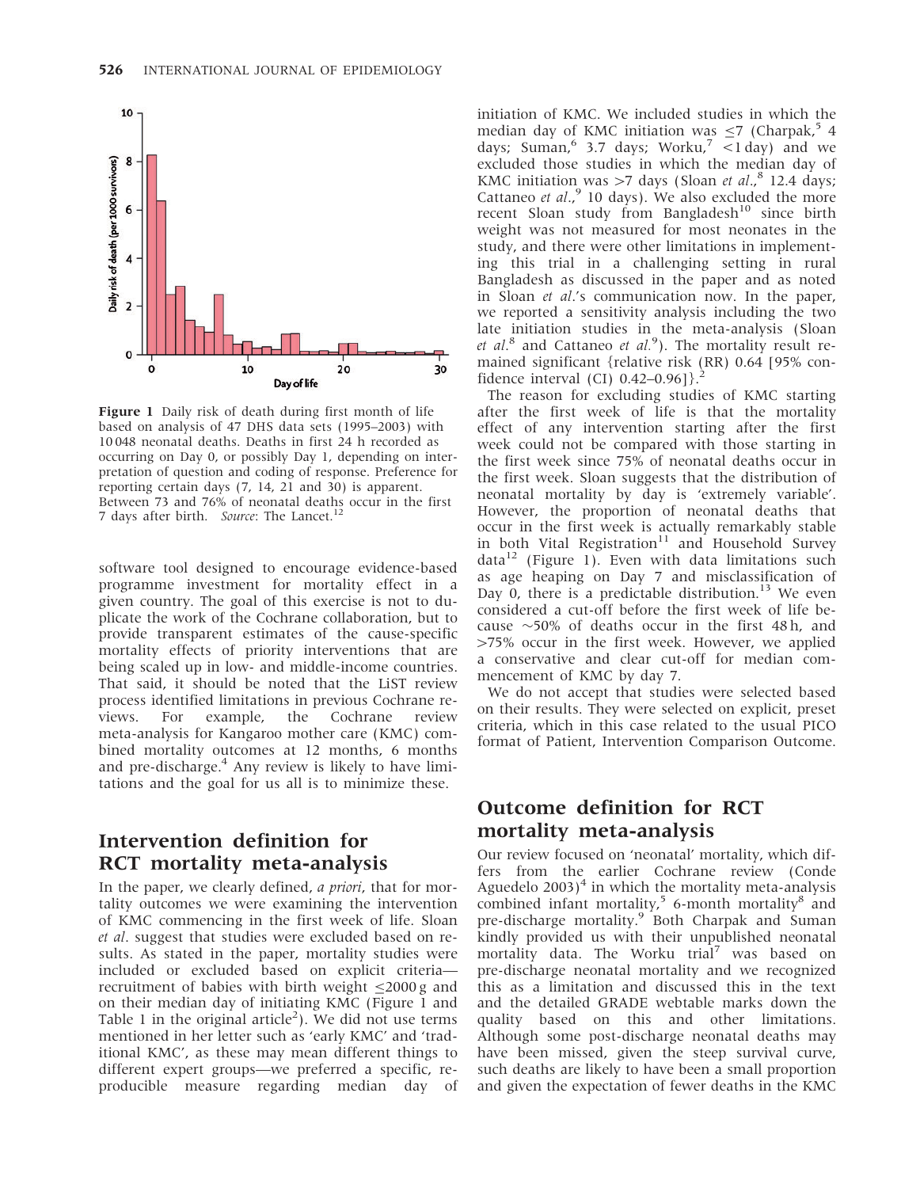Figure 1 Daily risk of death during first month of life based on analysis of 47 DHS data sets (1995–2003) with 10 048 neonatal deaths. Deaths in first 24 h recorded as occurring on Day 0, or possibly Day 1, depending on interpretation of question and coding of response. Preference for reporting certain days (7, 14, 21 and 30) is apparent. Between 73 and 76% of neonatal deaths occur in the first 7 days after birth. *Source*: The Lancet.[12]

software tool designed to encourage evidence-based programme investment for mortality effect in a given country. The goal of this exercise is not to duplicate the work of the Cochrane collaboration, but to provide transparent estimates of the cause-specific mortality effects of priority interventions that are being scaled up in low- and middle-income countries. That said, it should be noted that the LiST review process identified limitations in previous Cochrane reviews. For example, the Cochrane review meta-analysis for Kangaroo mother care (KMC) combined mortality outcomes at 12 months, 6 months and pre-discharge.[4] Any review is likely to have limitations and the goal for us all is to minimize these.

## Intervention definition for RCT mortality meta-analysis

In the paper, we clearly defined, *a priori*, that for mortality outcomes we were examining the intervention of KMC commencing in the first week of life. Sloan *et al*. suggest that studies were excluded based on results. As stated in the paper, mortality studies were included or excluded based on explicit criteria—recruitment of babies with birth weight ≤2000 g and on their median day of initiating KMC (Figure 1 and Table 1 in the original article[2]). We did not use terms mentioned in her letter such as 'early KMC' and 'traditional KMC', as these may mean different things to different expert groups—we preferred a specific, reproducible measure regarding median day of initiation of KMC. We included studies in which the median day of KMC initiation was ≤7 (Charpak,[5] 4 days; Suman,[6] 3.7 days; Worku,[7] <1 day) and we excluded those studies in which the median day of KMC initiation was >7 days (Sloan *et al*.,[8] 12.4 days; Cattaneo *et al*.,[9] 10 days). We also excluded the more recent Sloan study from Bangladesh[10] since birth weight was not measured for most neonates in the study, and there were other limitations in implementing this trial in a challenging setting in rural Bangladesh as discussed in the paper and as noted in Sloan *et al*.'s communication now. In the paper, we reported a sensitivity analysis including the two late initiation studies in the meta-analysis (Sloan *et al*.[8] and Cattaneo *et al*.[9]). The mortality result remained significant {relative risk (RR) 0.64 [95% confidence interval (CI) 0.42–0.96]}.[2]

The reason for excluding studies of KMC starting after the first week of life is that the mortality effect of any intervention starting after the first week could not be compared with those starting in the first week since 75% of neonatal deaths occur in the first week. Sloan suggests that the distribution of neonatal mortality by day is 'extremely variable'. However, the proportion of neonatal deaths that occur in the first week is actually remarkably stable in both Vital Registration[11] and Household Survey data[12] (Figure 1). Even with data limitations such as age heaping on Day 7 and misclassification of Day 0, there is a predictable distribution.[13] We even considered a cut-off before the first week of life because ∼50% of deaths occur in the first 48 h, and >75% occur in the first week. However, we applied a conservative and clear cut-off for median commencement of KMC by day 7.

We do not accept that studies were selected based on their results. They were selected on explicit, preset criteria, which in this case related to the usual PICO format of Patient, Intervention Comparison Outcome.

## Outcome definition for RCT mortality meta-analysis

Our review focused on 'neonatal' mortality, which differs from the earlier Cochrane review (Conde Aguedelo 2003)[4] in which the mortality meta-analysis combined infant mortality,[5] 6-month mortality[8] and pre-discharge mortality.[9] Both Charpak and Suman kindly provided us with their unpublished neonatal mortality data. The Worku trial[7] was based on pre-discharge neonatal mortality and we recognized this as a limitation and discussed this in the text and the detailed GRADE webtable marks down the quality based on this and other limitations. Although some post-discharge neonatal deaths may have been missed, given the steep survival curve, such deaths are likely to have been a small proportion and given the expectation of fewer deaths in the KMC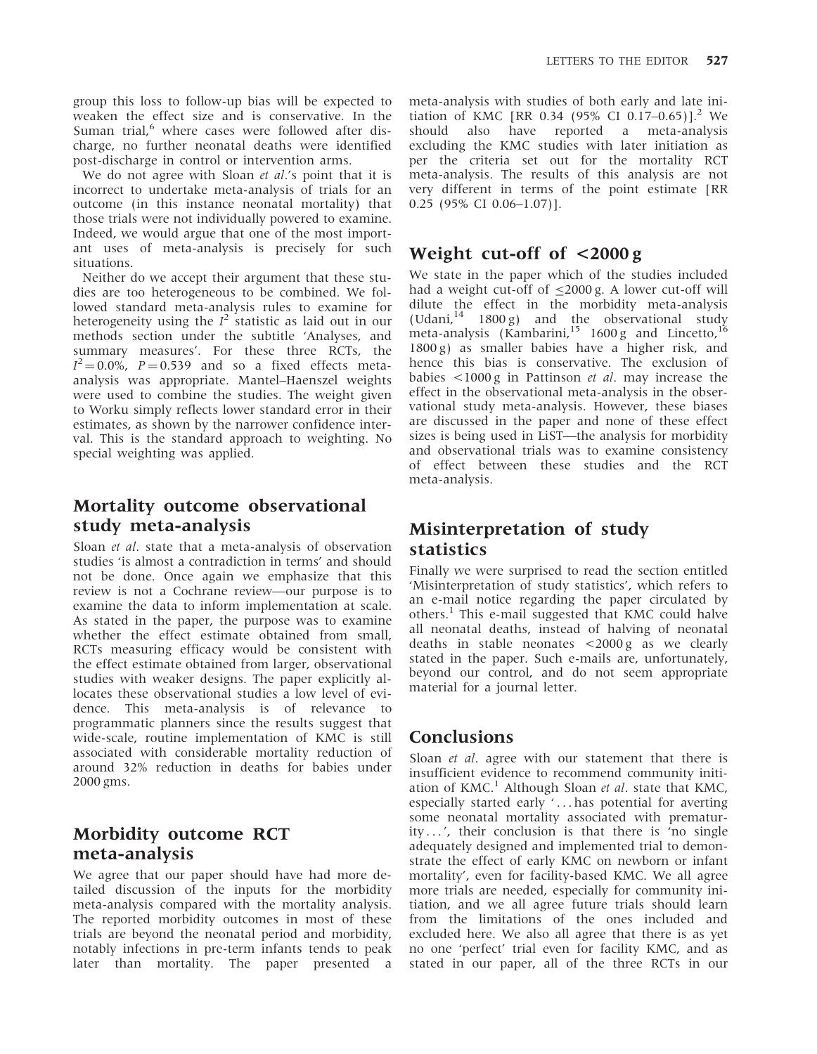group this loss to follow-up bias will be expected to weaken the effect size and is conservative. In the Suman trial,[6] where cases were followed after discharge, no further neonatal deaths were identified post-discharge in control or intervention arms.

We do not agree with Sloan *et al*.'s point that it is incorrect to undertake meta-analysis of trials for an outcome (in this instance neonatal mortality) that those trials were not individually powered to examine. Indeed, we would argue that one of the most important uses of meta-analysis is precisely for such situations.

Neither do we accept their argument that these studies are too heterogeneous to be combined. We followed standard meta-analysis rules to examine for heterogeneity using the $I^2$ statistic as laid out in our methods section under the subtitle 'Analyses, and summary measures'. For these three RCTs, the $I^2 = 0.0\%$, $P = 0.539$ and so a fixed effects meta-analysis was appropriate. Mantel–Haenszel weights were used to combine the studies. The weight given to Worku simply reflects lower standard error in their estimates, as shown by the narrower confidence interval. This is the standard approach to weighting. No special weighting was applied.

## Mortality outcome observational study meta-analysis

Sloan *et al*. state that a meta-analysis of observation studies 'is almost a contradiction in terms' and should not be done. Once again we emphasize that this review is not a Cochrane review—our purpose is to examine the data to inform implementation at scale. As stated in the paper, the purpose was to examine whether the effect estimate obtained from small, RCTs measuring efficacy would be consistent with the effect estimate obtained from larger, observational studies with weaker designs. The paper explicitly allocates these observational studies a low level of evidence. This meta-analysis is of relevance to programmatic planners since the results suggest that wide-scale, routine implementation of KMC is still associated with considerable mortality reduction of around 32% reduction in deaths for babies under 2000 gms.

## Morbidity outcome RCT meta-analysis

We agree that our paper should have had more detailed discussion of the inputs for the morbidity meta-analysis compared with the mortality analysis. The reported morbidity outcomes in most of these trials are beyond the neonatal period and morbidity, notably infections in pre-term infants tends to peak later than mortality. The paper presented a meta-analysis with studies of both early and late initiation of KMC [RR 0.34 (95% CI 0.17–0.65)].[2] We should also have reported a meta-analysis excluding the KMC studies with later initiation as per the criteria set out for the mortality RCT meta-analysis. The results of this analysis are not very different in terms of the point estimate [RR 0.25 (95% CI 0.06–1.07)].

## Weight cut-off of <2000 g

We state in the paper which of the studies included had a weight cut-off of ≤2000 g. A lower cut-off will dilute the effect in the morbidity meta-analysis (Udani,[14] 1800 g) and the observational study meta-analysis (Kambarini,[15] 1600 g and Lincetto,[16] 1800 g) as smaller babies have a higher risk, and hence this bias is conservative. The exclusion of babies <1000 g in Pattinson *et al*. may increase the effect in the observational meta-analysis in the observational study meta-analysis. However, these biases are discussed in the paper and none of these effect sizes is being used in LiST—the analysis for morbidity and observational trials was to examine consistency of effect between these studies and the RCT meta-analysis.

## Misinterpretation of study statistics

Finally we were surprised to read the section entitled 'Misinterpretation of study statistics', which refers to an e-mail notice regarding the paper circulated by others.[1] This e-mail suggested that KMC could halve all neonatal deaths, instead of halving of neonatal deaths in stable neonates <2000 g as we clearly stated in the paper. Such e-mails are, unfortunately, beyond our control, and do not seem appropriate material for a journal letter.

## Conclusions

Sloan *et al*. agree with our statement that there is insufficient evidence to recommend community initiation of KMC.[1] Although Sloan *et al*. state that KMC, especially started early '...has potential for averting some neonatal mortality associated with prematurity...', their conclusion is that there is 'no single adequately designed and implemented trial to demonstrate the effect of early KMC on newborn or infant mortality', even for facility-based KMC. We all agree more trials are needed, especially for community initiation, and we all agree future trials should learn from the limitations of the ones included and excluded here. We also all agree that there is as yet no one 'perfect' trial even for facility KMC, and as stated in our paper, all of the three RCTs in our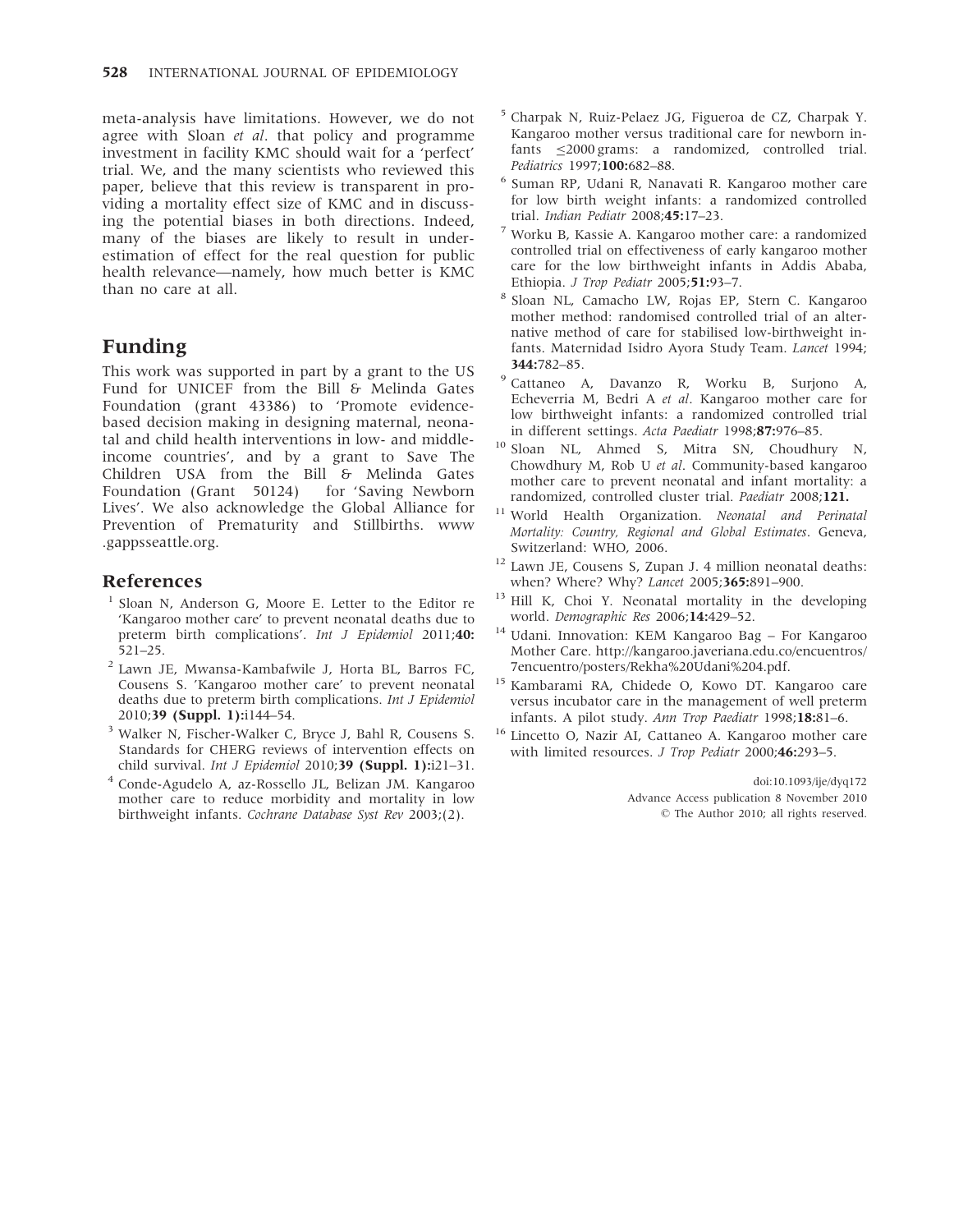meta-analysis have limitations. However, we do not agree with Sloan *et al*. that policy and programme investment in facility KMC should wait for a 'perfect' trial. We, and the many scientists who reviewed this paper, believe that this review is transparent in providing a mortality effect size of KMC and in discussing the potential biases in both directions. Indeed, many of the biases are likely to result in underestimation of effect for the real question for public health relevance—namely, how much better is KMC than no care at all.

## Funding

This work was supported in part by a grant to the US Fund for UNICEF from the Bill & Melinda Gates Foundation (grant 43386) to 'Promote evidence-based decision making in designing maternal, neonatal and child health interventions in low- and middle-income countries', and by a grant to Save The Children USA from the Bill & Melinda Gates Foundation (Grant 50124) for 'Saving Newborn Lives'. We also acknowledge the Global Alliance for Prevention of Prematurity and Stillbirths. www.gappsseattle.org.

## References

1. Sloan N, Anderson G, Moore E. Letter to the Editor re 'Kangaroo mother care' to prevent neonatal deaths due to preterm birth complications'. *Int J Epidemiol* 2011;**40:** 521–25.
2. Lawn JE, Mwansa-Kambafwile J, Horta BL, Barros FC, Cousens S. 'Kangaroo mother care' to prevent neonatal deaths due to preterm birth complications. *Int J Epidemiol* 2010;**39 (Suppl. 1):**i144–54.
3. Walker N, Fischer-Walker C, Bryce J, Bahl R, Cousens S. Standards for CHERG reviews of intervention effects on child survival. *Int J Epidemiol* 2010;**39 (Suppl. 1):**i21–31.
4. Conde-Agudelo A, az-Rossello JL, Belizan JM. Kangaroo mother care to reduce morbidity and mortality in low birthweight infants. *Cochrane Database Syst Rev* 2003;(2).
5. Charpak N, Ruiz-Pelaez JG, Figueroa de CZ, Charpak Y. Kangaroo mother versus traditional care for newborn infants ≤2000 grams: a randomized, controlled trial. *Pediatrics* 1997;**100:**682–88.
6. Suman RP, Udani R, Nanavati R. Kangaroo mother care for low birth weight infants: a randomized controlled trial. *Indian Pediatr* 2008;**45:**17–23.
7. Worku B, Kassie A. Kangaroo mother care: a randomized controlled trial on effectiveness of early kangaroo mother care for the low birthweight infants in Addis Ababa, Ethiopia. *J Trop Pediatr* 2005;**51:**93–7.
8. Sloan NL, Camacho LW, Rojas EP, Stern C. Kangaroo mother method: randomised controlled trial of an alternative method of care for stabilised low-birthweight infants. Maternidad Isidro Ayora Study Team. *Lancet* 1994; **344:**782–85.
9. Cattaneo A, Davanzo R, Worku B, Surjono A, Echeverria M, Bedri A *et al*. Kangaroo mother care for low birthweight infants: a randomized controlled trial in different settings. *Acta Paediatr* 1998;**87:**976–85.
10. Sloan NL, Ahmed S, Mitra SN, Choudhury N, Chowdhury M, Rob U *et al*. Community-based kangaroo mother care to prevent neonatal and infant mortality: a randomized, controlled cluster trial. *Paediatr* 2008;**121.**
11. World Health Organization. *Neonatal and Perinatal Mortality: Country, Regional and Global Estimates*. Geneva, Switzerland: WHO, 2006.
12. Lawn JE, Cousens S, Zupan J. 4 million neonatal deaths: when? Where? Why? *Lancet* 2005;**365:**891–900.
13. Hill K, Choi Y. Neonatal mortality in the developing world. *Demographic Res* 2006;**14:**429–52.
14. Udani. Innovation: KEM Kangaroo Bag – For Kangaroo Mother Care. http://kangaroo.javeriana.edu.co/encuentros/7encuentro/posters/Rekha%20Udani%204.pdf.
15. Kambarami RA, Chidede O, Kowo DT. Kangaroo care versus incubator care in the management of well preterm infants. A pilot study. *Ann Trop Paediatr* 1998;**18:**81–6.
16. Lincetto O, Nazir AI, Cattaneo A. Kangaroo mother care with limited resources. *J Trop Pediatr* 2000;**46:**293–5.

doi:10.1093/ije/dyq172
Advance Access publication 8 November 2010
© The Author 2010; all rights reserved.